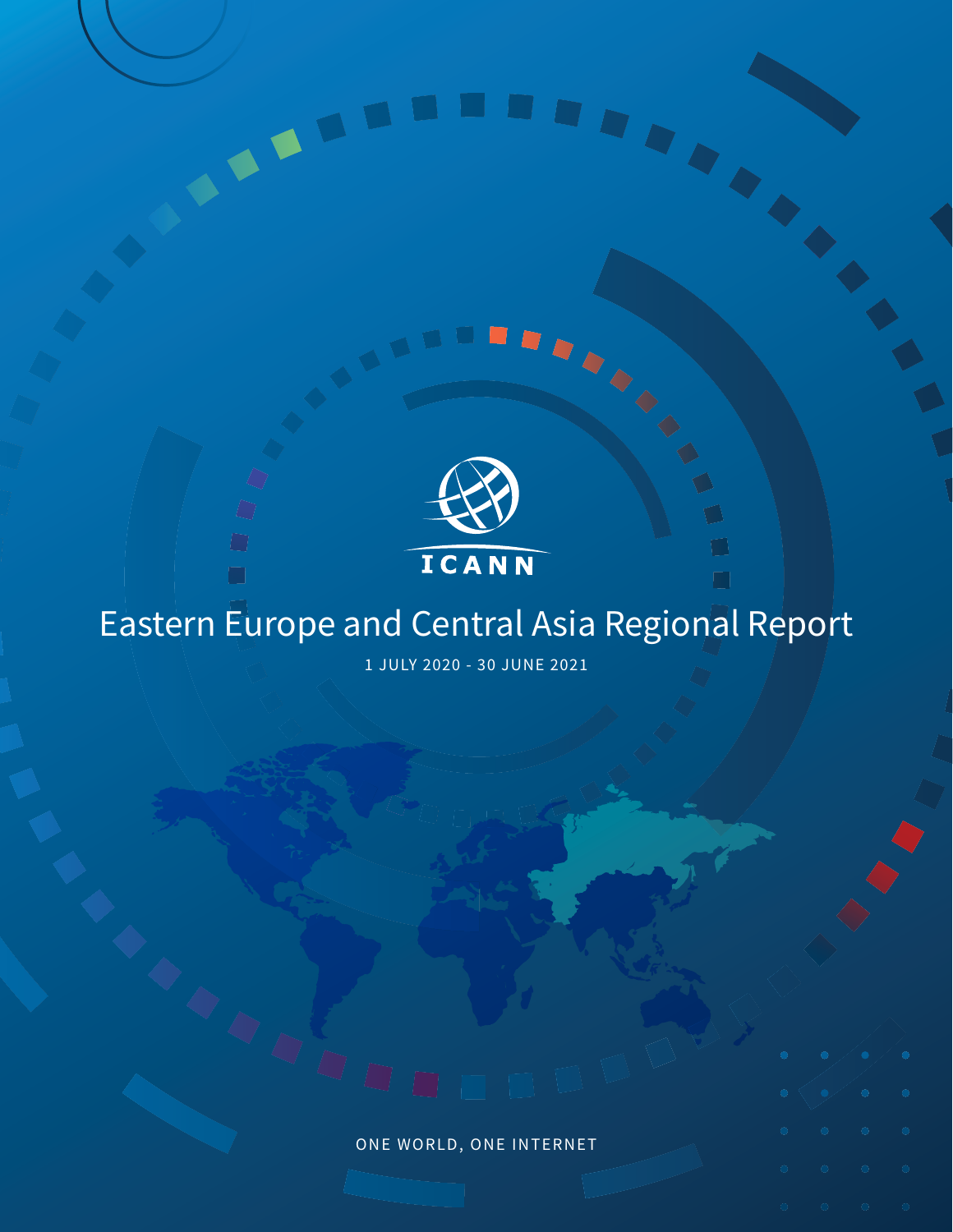ICANN

# Eastern Europe and Central Asia Regional Report

1 JULY 2020 - 30 JUNE 2021

ONE WORLD, ONE INTERNET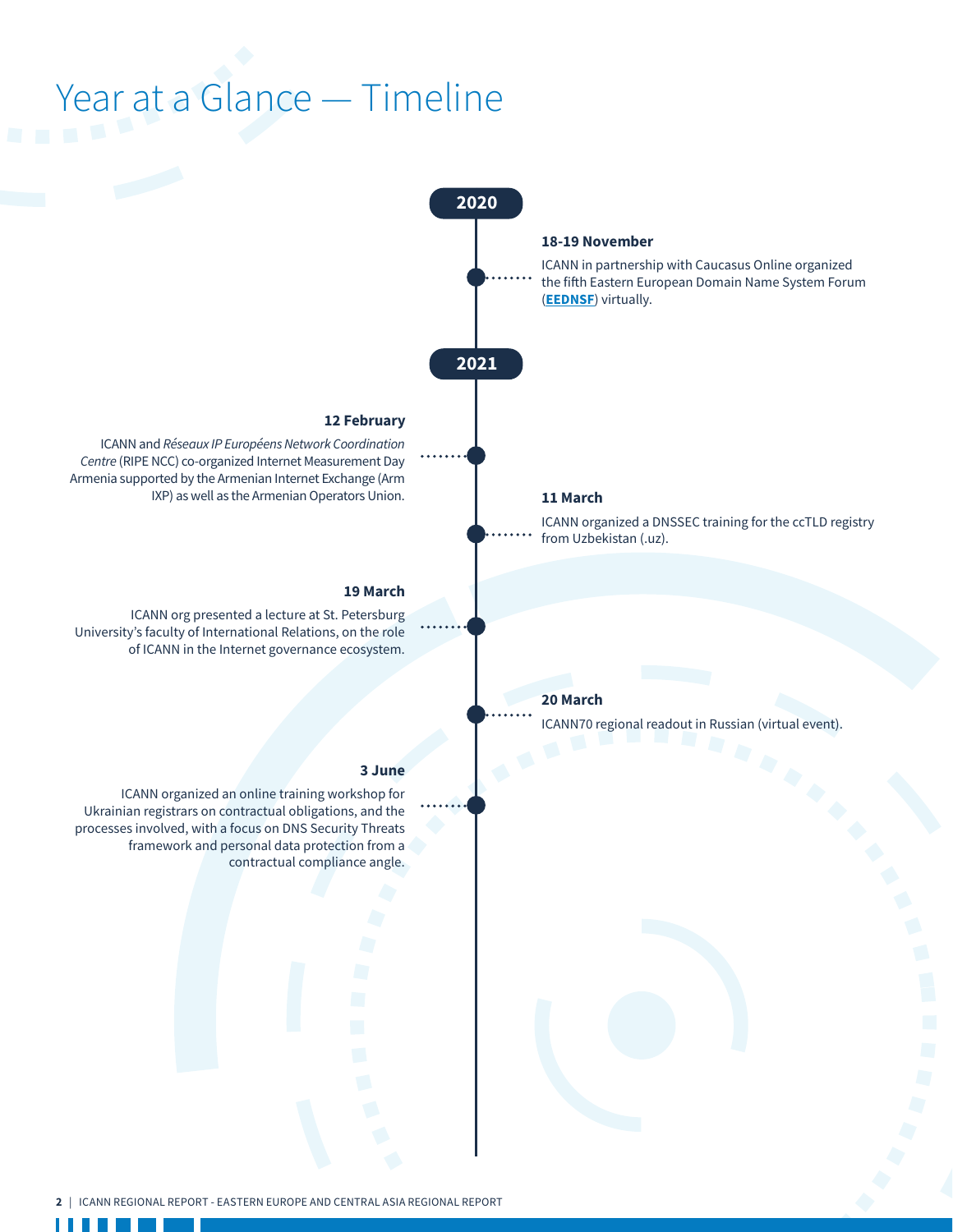# Year at a Glance — Timeline

## 2020

**18-19 November**

ICANN in partnership with Caucasus Online organized the fifth Eastern European Domain Name System Forum (**EEDNSF**) virtually.

## 2021

**12 February**

ICANN and *Réseaux IP Européens Network Coordination Centre* (RIPE NCC) co-organized Internet Measurement Day Armenia supported by the Armenian Internet Exchange (Arm IXP) as well as the Armenian Operators Union.

**11 March**

ICANN organized a DNSSEC training for the ccTLD registry from Uzbekistan (.uz).

**19 March**

ICANN org presented a lecture at St. Petersburg University's faculty of International Relations, on the role of ICANN in the Internet governance ecosystem.

**20 March**

ICANN70 regional readout in Russian (virtual event).

**3 June**

ICANN organized an online training workshop for Ukrainian registrars on contractual obligations, and the processes involved, with a focus on DNS Security Threats framework and personal data protection from a contractual compliance angle.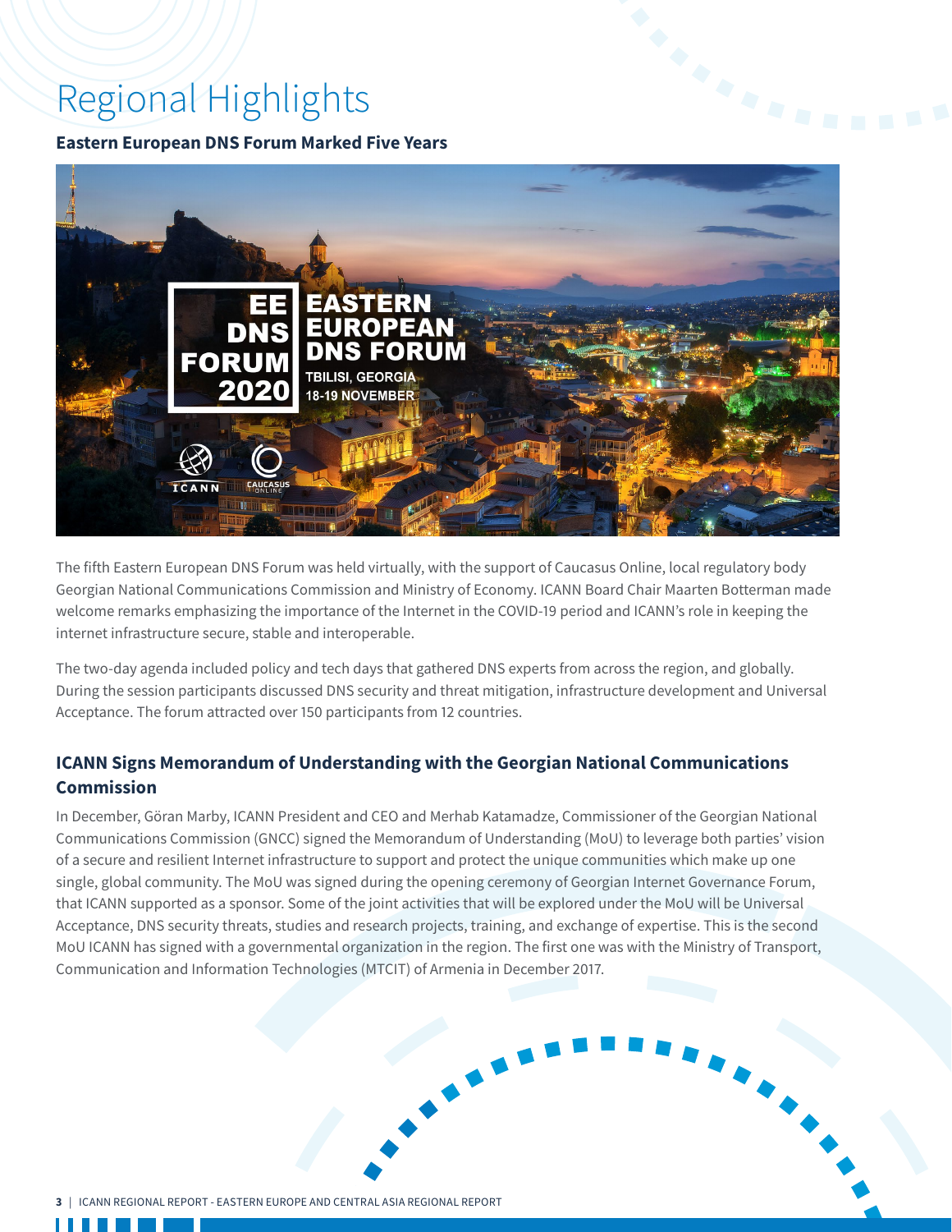# Regional Highlights

### Eastern European DNS Forum Marked Five Years

The fifth Eastern European DNS Forum was held virtually, with the support of Caucasus Online, local regulatory body Georgian National Communications Commission and Ministry of Economy. ICANN Board Chair Maarten Botterman made welcome remarks emphasizing the importance of the Internet in the COVID-19 period and ICANN's role in keeping the internet infrastructure secure, stable and interoperable.

The two-day agenda included policy and tech days that gathered DNS experts from across the region, and globally. During the session participants discussed DNS security and threat mitigation, infrastructure development and Universal Acceptance. The forum attracted over 150 participants from 12 countries.

### ICANN Signs Memorandum of Understanding with the Georgian National Communications Commission

In December, Göran Marby, ICANN President and CEO and Merhab Katamadze, Commissioner of the Georgian National Communications Commission (GNCC) signed the Memorandum of Understanding (MoU) to leverage both parties' vision of a secure and resilient Internet infrastructure to support and protect the unique communities which make up one single, global community. The MoU was signed during the opening ceremony of Georgian Internet Governance Forum, that ICANN supported as a sponsor. Some of the joint activities that will be explored under the MoU will be Universal Acceptance, DNS security threats, studies and research projects, training, and exchange of expertise. This is the second MoU ICANN has signed with a governmental organization in the region. The first one was with the Ministry of Transport, Communication and Information Technologies (MTCIT) of Armenia in December 2017.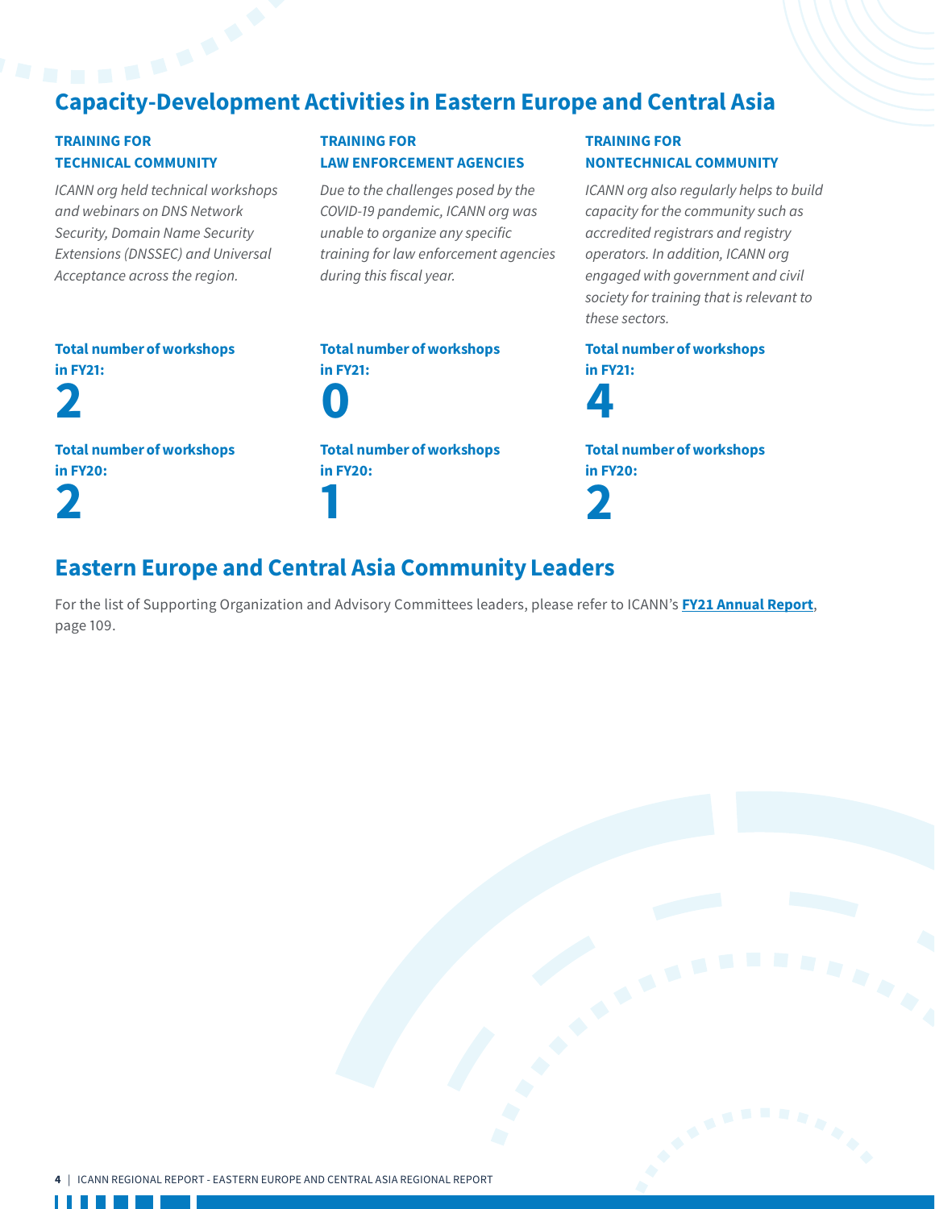## Capacity-Development Activities in Eastern Europe and Central Asia

### TRAINING FOR TECHNICAL COMMUNITY

*ICANN org held technical workshops and webinars on DNS Network Security, Domain Name Security Extensions (DNSSEC) and Universal Acceptance across the region.*

**Total number of workshops in FY21:**

**2**

**Total number of workshops in FY20:**

**2**

### TRAINING FOR LAW ENFORCEMENT AGENCIES

*Due to the challenges posed by the COVID-19 pandemic, ICANN org was unable to organize any specific training for law enforcement agencies during this fiscal year.*

**Total number of workshops in FY21:**

**0**

**Total number of workshops in FY20:**

**1**

### TRAINING FOR NONTECHNICAL COMMUNITY

*ICANN org also regularly helps to build capacity for the community such as accredited registrars and registry operators. In addition, ICANN org engaged with government and civil society for training that is relevant to these sectors.*

**Total number of workshops in FY21:**

**4**

**Total number of workshops in FY20:**

**2**

## Eastern Europe and Central Asia Community Leaders

For the list of Supporting Organization and Advisory Committees leaders, please refer to ICANN's **FY21 Annual Report**, page 109.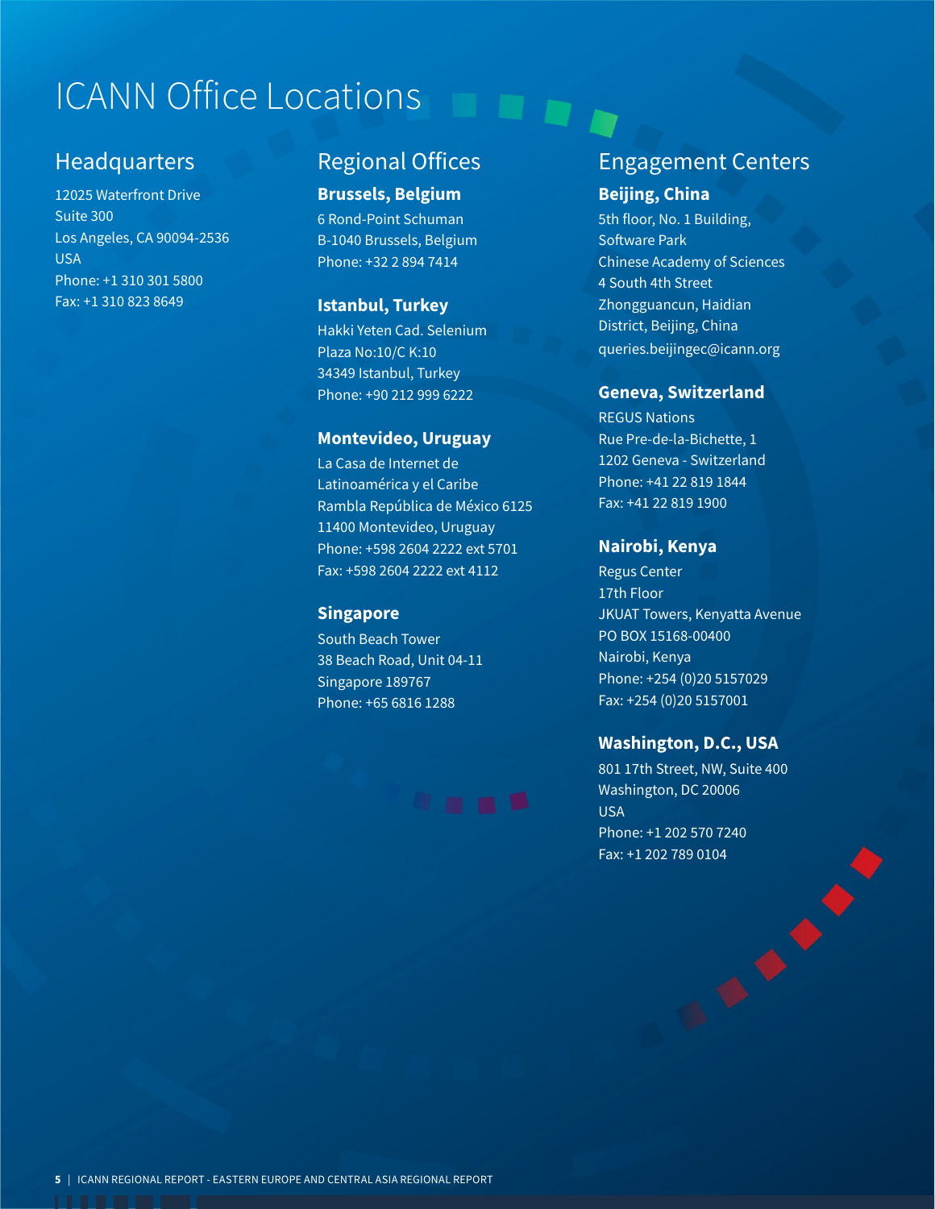# ICANN Office Locations

## Headquarters

12025 Waterfront Drive
Suite 300
Los Angeles, CA 90094-2536
USA
Phone: +1 310 301 5800
Fax: +1 310 823 8649

## Regional Offices

### Brussels, Belgium

6 Rond-Point Schuman
B-1040 Brussels, Belgium
Phone: +32 2 894 7414

### Istanbul, Turkey

Hakki Yeten Cad. Selenium
Plaza No:10/C K:10
34349 Istanbul, Turkey
Phone: +90 212 999 6222

### Montevideo, Uruguay

La Casa de Internet de
Latinoamérica y el Caribe
Rambla República de México 6125
11400 Montevideo, Uruguay
Phone: +598 2604 2222 ext 5701
Fax: +598 2604 2222 ext 4112

### Singapore

South Beach Tower
38 Beach Road, Unit 04-11
Singapore 189767
Phone: +65 6816 1288

## Engagement Centers

### Beijing, China

5th floor, No. 1 Building,
Software Park
Chinese Academy of Sciences
4 South 4th Street
Zhongguancun, Haidian
District, Beijing, China
queries.beijingec@icann.org

### Geneva, Switzerland

REGUS Nations
Rue Pre-de-la-Bichette, 1
1202 Geneva - Switzerland
Phone: +41 22 819 1844
Fax: +41 22 819 1900

### Nairobi, Kenya

Regus Center
17th Floor
JKUAT Towers, Kenyatta Avenue
PO BOX 15168-00400
Nairobi, Kenya
Phone: +254 (0)20 5157029
Fax: +254 (0)20 5157001

### Washington, D.C., USA

801 17th Street, NW, Suite 400
Washington, DC 20006
USA
Phone: +1 202 570 7240
Fax: +1 202 789 0104